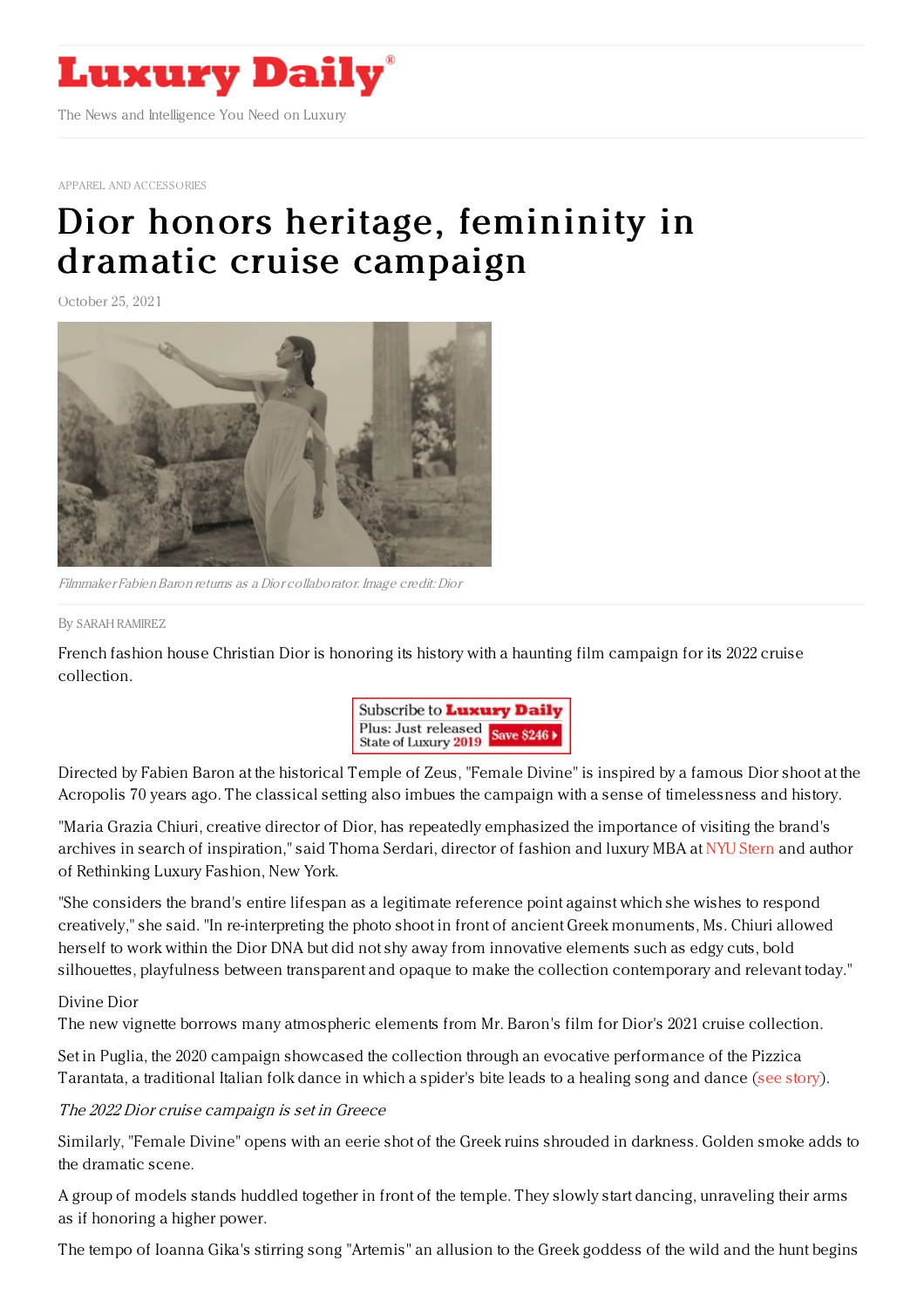# Luxury Daily

The News and Intelligence You Need on Luxury

APPAREL AND ACCESSORIES

# Dior honors heritage, femininity in dramatic cruise campaign

October 25, 2021

*Filmmaker Fabien Baron returns as a Dior collaborator. Image credit: Dior*

By SARAH RAMIREZ

French fashion house Christian Dior is honoring its history with a haunting film campaign for its 2022 cruise collection.

Subscribe to **Luxury Daily**
Plus: Just released State of Luxury 2019 Save $246

Directed by Fabien Baron at the historical Temple of Zeus, "Female Divine" is inspired by a famous Dior shoot at the Acropolis 70 years ago. The classical setting also imbues the campaign with a sense of timelessness and history.

"Maria Grazia Chiuri, creative director of Dior, has repeatedly emphasized the importance of visiting the brand's archives in search of inspiration," said Thoma Serdari, director of fashion and luxury MBA at NYU Stern and author of Rethinking Luxury Fashion, New York.

"She considers the brand's entire lifespan as a legitimate reference point against which she wishes to respond creatively," she said. "In re-interpreting the photo shoot in front of ancient Greek monuments, Ms. Chiuri allowed herself to work within the Dior DNA but did not shy away from innovative elements such as edgy cuts, bold silhouettes, playfulness between transparent and opaque to make the collection contemporary and relevant today."

Divine Dior

The new vignette borrows many atmospheric elements from Mr. Baron's film for Dior's 2021 cruise collection.

Set in Puglia, the 2020 campaign showcased the collection through an evocative performance of the Pizzica Tarantata, a traditional Italian folk dance in which a spider's bite leads to a healing song and dance (see story).

*The 2022 Dior cruise campaign is set in Greece*

Similarly, "Female Divine" opens with an eerie shot of the Greek ruins shrouded in darkness. Golden smoke adds to the dramatic scene.

A group of models stands huddled together in front of the temple. They slowly start dancing, unraveling their arms as if honoring a higher power.

The tempo of Ioanna Gika's stirring song "Artemis" an allusion to the Greek goddess of the wild and the hunt begins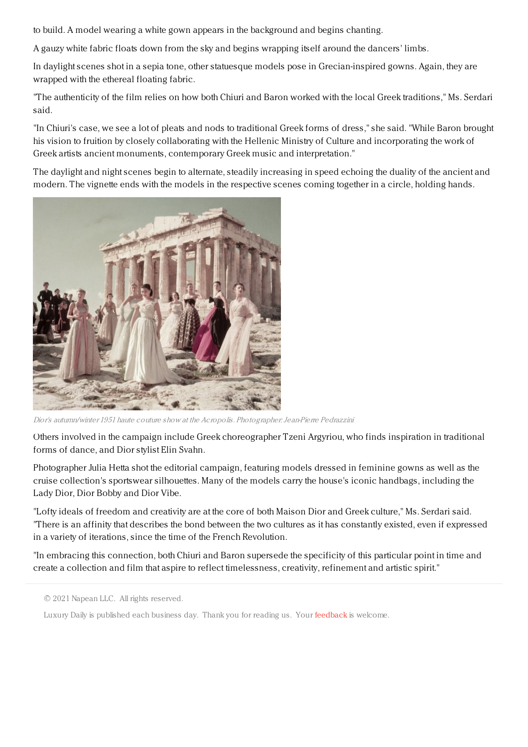to build. A model wearing a white gown appears in the background and begins chanting.

A gauzy white fabric floats down from the sky and begins wrapping itself around the dancers' limbs.

In daylight scenes shot in a sepia tone, other statuesque models pose in Grecian-inspired gowns. Again, they are wrapped with the ethereal floating fabric.

"The authenticity of the film relies on how both Chiuri and Baron worked with the local Greek traditions," Ms. Serdari said.

"In Chiuri's case, we see a lot of pleats and nods to traditional Greek forms of dress," she said. "While Baron brought his vision to fruition by closely collaborating with the Hellenic Ministry of Culture and incorporating the work of Greek artists ancient monuments, contemporary Greek music and interpretation."

The daylight and night scenes begin to alternate, steadily increasing in speed echoing the duality of the ancient and modern. The vignette ends with the models in the respective scenes coming together in a circle, holding hands.

*Dior's autumn/winter 1951 haute couture show at the Acropolis. Photographer: Jean-Pierre Pedrazzini*

Others involved in the campaign include Greek choreographer Tzeni Argyriou, who finds inspiration in traditional forms of dance, and Dior stylist Elin Svahn.

Photographer Julia Hetta shot the editorial campaign, featuring models dressed in feminine gowns as well as the cruise collection's sportswear silhouettes. Many of the models carry the house's iconic handbags, including the Lady Dior, Dior Bobby and Dior Vibe.

"Lofty ideals of freedom and creativity are at the core of both Maison Dior and Greek culture," Ms. Serdari said. "There is an affinity that describes the bond between the two cultures as it has constantly existed, even if expressed in a variety of iterations, since the time of the French Revolution.

"In embracing this connection, both Chiuri and Baron supersede the specificity of this particular point in time and create a collection and film that aspire to reflect timelessness, creativity, refinement and artistic spirit."

© 2021 Napean LLC. All rights reserved.

Luxury Daily is published each business day. Thank you for reading us. Your feedback is welcome.